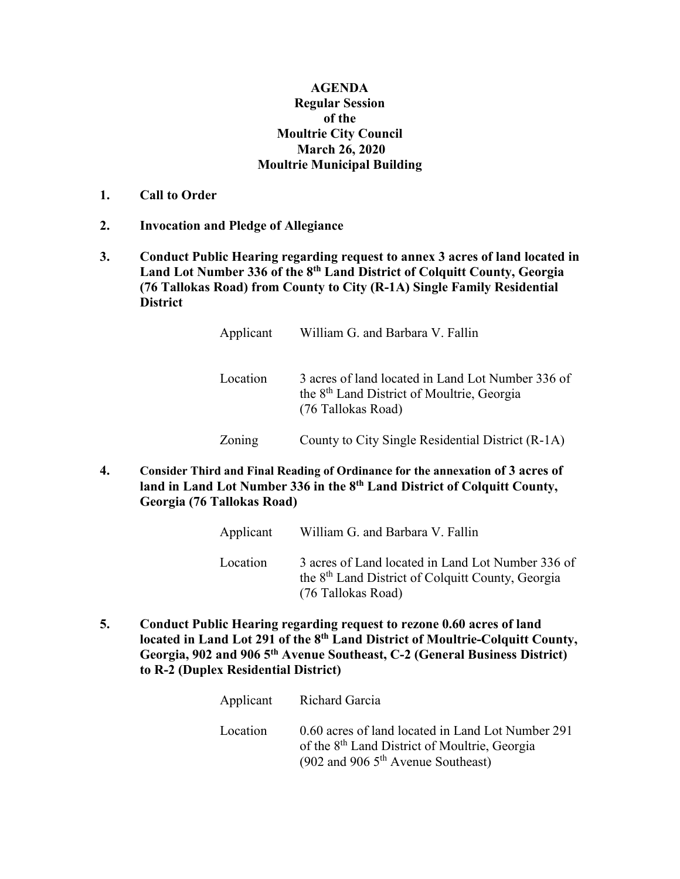**AGENDA**
**Regular Session**
**of the**
**Moultrie City Council**
**March 26, 2020**
**Moultrie Municipal Building**

1. **Call to Order**

2. **Invocation and Pledge of Allegiance**

3. **Conduct Public Hearing regarding request to annex 3 acres of land located in Land Lot Number 336 of the 8th Land District of Colquitt County, Georgia (76 Tallokas Road) from County to City (R-1A) Single Family Residential District**

| | |
|---|---|
| Applicant | William G. and Barbara V. Fallin |
| Location | 3 acres of land located in Land Lot Number 336 of the 8th Land District of Moultrie, Georgia (76 Tallokas Road) |
| Zoning | County to City Single Residential District (R-1A) |

4. **Consider Third and Final Reading of Ordinance for the annexation of 3 acres of land in Land Lot Number 336 in the 8th Land District of Colquitt County, Georgia (76 Tallokas Road)**

| | |
|---|---|
| Applicant | William G. and Barbara V. Fallin |
| Location | 3 acres of Land located in Land Lot Number 336 of the 8th Land District of Colquitt County, Georgia (76 Tallokas Road) |

5. **Conduct Public Hearing regarding request to rezone 0.60 acres of land located in Land Lot 291 of the 8th Land District of Moultrie-Colquitt County, Georgia, 902 and 906 5th Avenue Southeast, C-2 (General Business District) to R-2 (Duplex Residential District)**

| | |
|---|---|
| Applicant | Richard Garcia |
| Location | 0.60 acres of land located in Land Lot Number 291 of the 8th Land District of Moultrie, Georgia (902 and 906 5th Avenue Southeast) |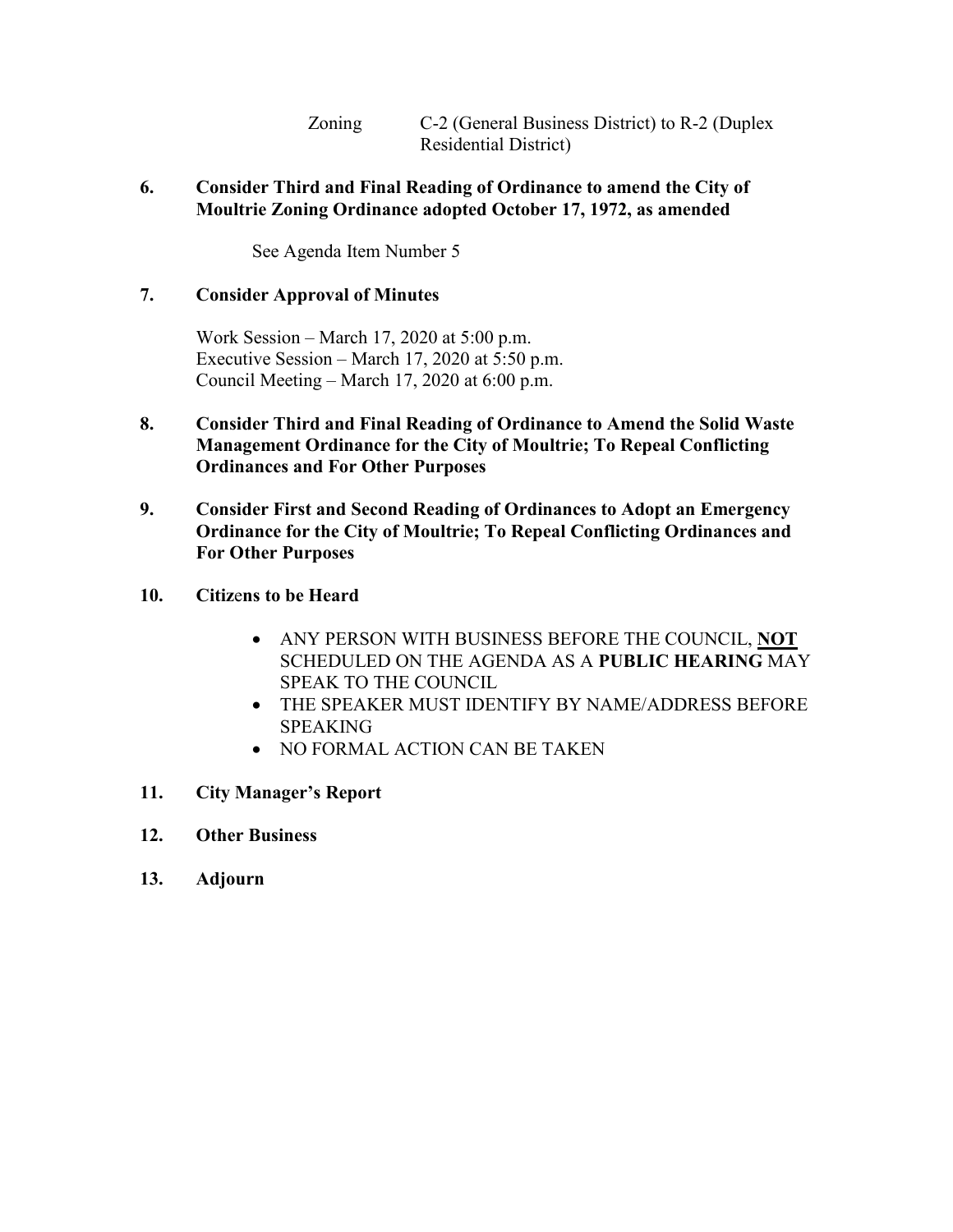Zoning C-2 (General Business District) to R-2 (Duplex Residential District)

**6. Consider Third and Final Reading of Ordinance to amend the City of Moultrie Zoning Ordinance adopted October 17, 1972, as amended**

See Agenda Item Number 5

**7. Consider Approval of Minutes**

Work Session – March 17, 2020 at 5:00 p.m.
Executive Session – March 17, 2020 at 5:50 p.m.
Council Meeting – March 17, 2020 at 6:00 p.m.

**8. Consider Third and Final Reading of Ordinance to Amend the Solid Waste Management Ordinance for the City of Moultrie; To Repeal Conflicting Ordinances and For Other Purposes**

**9. Consider First and Second Reading of Ordinances to Adopt an Emergency Ordinance for the City of Moultrie; To Repeal Conflicting Ordinances and For Other Purposes**

**10. Citizens to be Heard**

- ANY PERSON WITH BUSINESS BEFORE THE COUNCIL, **NOT** SCHEDULED ON THE AGENDA AS A **PUBLIC HEARING** MAY SPEAK TO THE COUNCIL
- THE SPEAKER MUST IDENTIFY BY NAME/ADDRESS BEFORE SPEAKING
- NO FORMAL ACTION CAN BE TAKEN

**11. City Manager's Report**

**12. Other Business**

**13. Adjourn**